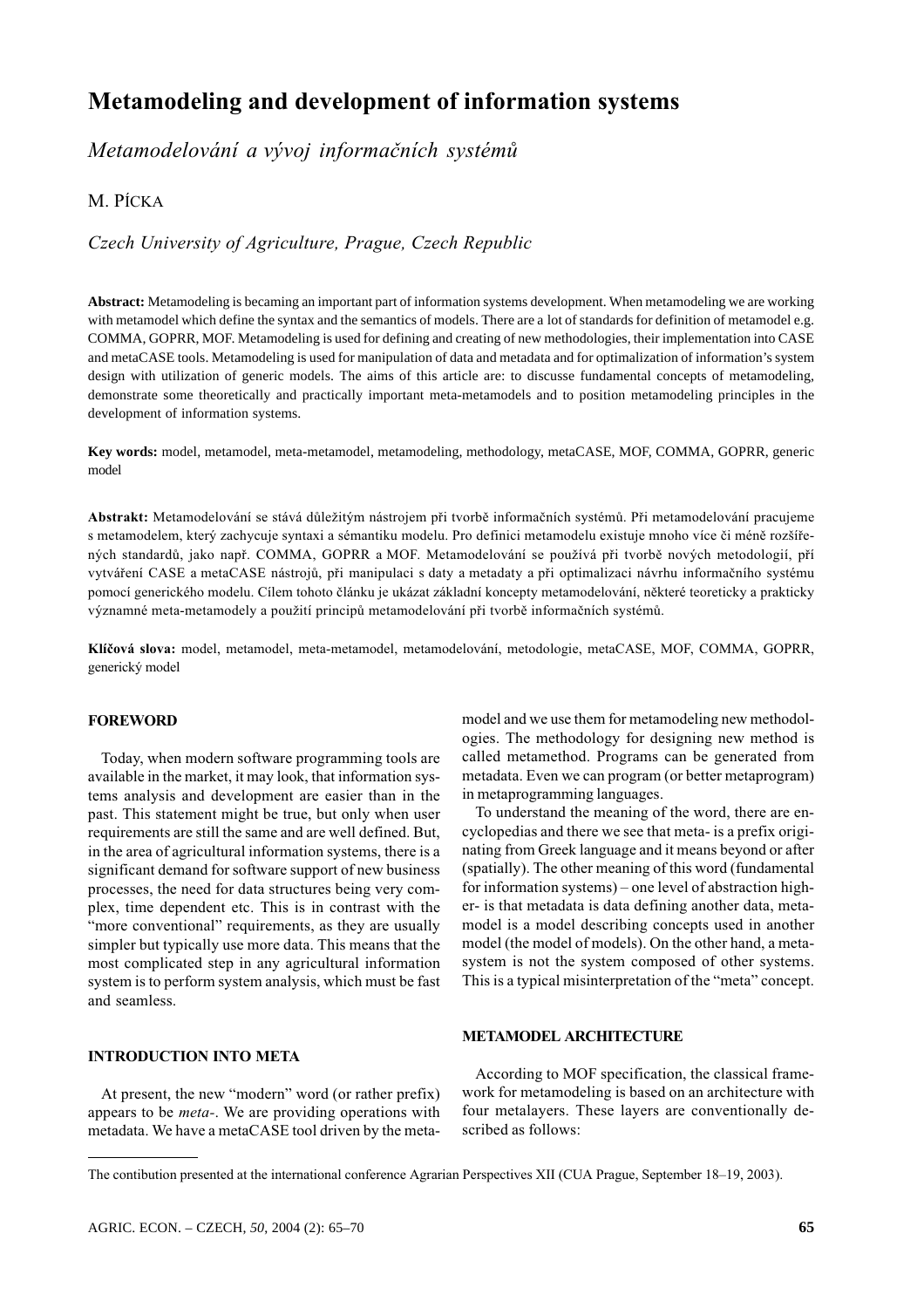# Metamodeling and development of information systems

*Metamodelování a vývoj informačních systémů*

M. PÍCKA

*Czech University of Agriculture, Prague, Czech Republic*

**Abstract:** Metamodeling is becaming an important part of information systems development. When metamodeling we are working with metamodel which define the syntax and the semantics of models. There are a lot of standards for definition of metamodel e.g. COMMA, GOPRR, MOF. Metamodeling is used for defining and creating of new methodologies, their implementation into CASE and metaCASE tools. Metamodeling is used for manipulation of data and metadata and for optimalization of information's system design with utilization of generic models. The aims of this article are: to discusse fundamental concepts of metamodeling, demonstrate some theoretically and practically important meta-metamodels and to position metamodeling principles in the development of information systems.

**Key words:** model, metamodel, meta-metamodel, metamodeling, methodology, metaCASE, MOF, COMMA, GOPRR, generic model

**Abstrakt:** Metamodelování se stává důležitým nástrojem při tvorbě informačních systémů. Při metamodelování pracujeme s metamodelem, který zachycuje syntaxi a sémantiku modelu. Pro definici metamodelu existuje mnoho více či méně rozšířených standardů, jako např. COMMA, GOPRR a MOF. Metamodelování se používá při tvorbě nových metodologií, při vytváření CASE a metaCASE nástrojů, při manipulaci s daty a metadaty a při optimalizaci návrhu informačního systému pomocí generického modelu. Cílem tohoto článku je ukázat základní koncepty metamodelování, některé teoreticky a prakticky významné meta-metamodely a použití principů metamodelování při tvorbě informačních systémů.

**Klíčová slova:** model, metamodel, meta-metamodel, metamodelování, metodologie, metaCASE, MOF, COMMA, GOPRR, generický model

## FOREWORD

Today, when modern software programming tools are available in the market, it may look, that information systems analysis and development are easier than in the past. This statement might be true, but only when user requirements are still the same and are well defined. But, in the area of agricultural information systems, there is a significant demand for software support of new business processes, the need for data structures being very complex, time dependent etc. This is in contrast with the "more conventional" requirements, as they are usually simpler but typically use more data. This means that the most complicated step in any agricultural information system is to perform system analysis, which must be fast and seamless.

## INTRODUCTION INTO META

At present, the new "modern" word (or rather prefix) appears to be *meta-*. We are providing operations with metadata. We have a metaCASE tool driven by the metamodel and we use them for metamodeling new methodologies. The methodology for designing new method is called metamethod. Programs can be generated from metadata. Even we can program (or better metaprogram) in metaprogramming languages.

To understand the meaning of the word, there are encyclopedias and there we see that meta- is a prefix originating from Greek language and it means beyond or after (spatially). The other meaning of this word (fundamental for information systems) – one level of abstraction higher- is that metadata is data defining another data, metamodel is a model describing concepts used in another model (the model of models). On the other hand, a metasystem is not the system composed of other systems. This is a typical misinterpretation of the "meta" concept.

## METAMODEL ARCHITECTURE

According to MOF specification, the classical framework for metamodeling is based on an architecture with four metalayers. These layers are conventionally described as follows:

The contibution presented at the international conference Agrarian Perspectives XII (CUA Prague, September 18–19, 2003).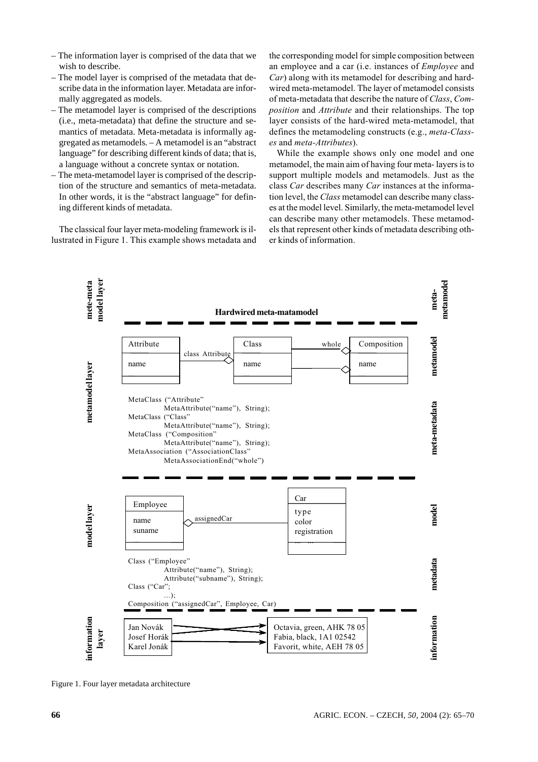– The information layer is comprised of the data that we wish to describe.
– The model layer is comprised of the metadata that describe data in the information layer. Metadata are informally aggregated as models.
– The metamodel layer is comprised of the descriptions (i.e., meta-metadata) that define the structure and semantics of metadata. Meta-metadata is informally aggregated as metamodels. – A metamodel is an "abstract language" for describing different kinds of data; that is, a language without a concrete syntax or notation.
– The meta-metamodel layer is comprised of the description of the structure and semantics of meta-metadata. In other words, it is the "abstract language" for defining different kinds of metadata.

The classical four layer meta-modeling framework is illustrated in Figure 1. This example shows metadata and the corresponding model for simple composition between an employee and a car (i.e. instances of *Employee* and *Car*) along with its metamodel for describing and hard-wired meta-metamodel. The layer of metamodel consists of meta-metadata that describe the nature of *Class*, *Composition* and *Attribute* and their relationships. The top layer consists of the hard-wired meta-metamodel, that defines the metamodeling constructs (e.g., *meta-Classes* and *meta-Attributes*).

While the example shows only one model and one metamodel, the main aim of having four meta- layers is to support multiple models and metamodels. Just as the class *Car* describes many *Car* instances at the information level, the *Class* metamodel can describe many classes at the model level. Similarly, the meta-metamodel level can describe many other metamodels. These metamodels that represent other kinds of metadata describing other kinds of information.

Figure 1. Four layer metadata architecture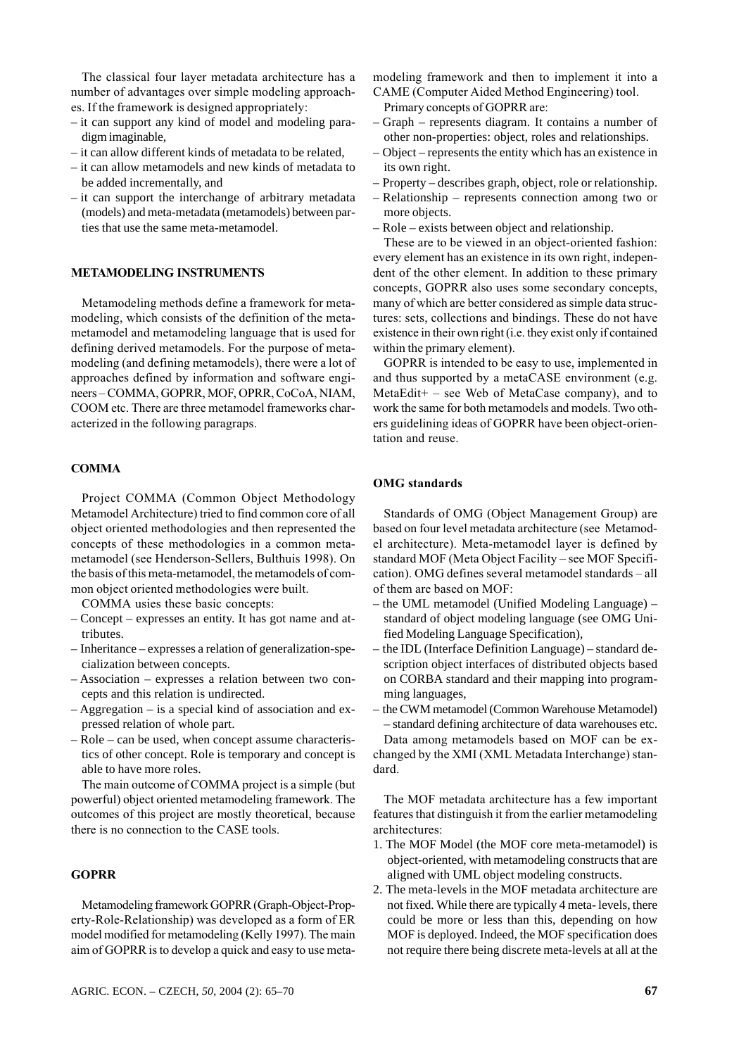The classical four layer metadata architecture has a number of advantages over simple modeling approaches. If the framework is designed appropriately:

– it can support any kind of model and modeling paradigm imaginable,
– it can allow different kinds of metadata to be related,
– it can allow metamodels and new kinds of metadata to be added incrementally, and
– it can support the interchange of arbitrary metadata (models) and meta-metadata (metamodels) between parties that use the same meta-metamodel.

## METAMODELING INSTRUMENTS

Metamodeling methods define a framework for metamodeling, which consists of the definition of the meta-metamodel and metamodeling language that is used for defining derived metamodels. For the purpose of metamodeling (and defining metamodels), there were a lot of approaches defined by information and software engineers – COMMA, GOPRR, MOF, OPRR, CoCoA, NIAM, COOM etc. There are three metamodel frameworks characterized in the following paragraps.

### COMMA

Project COMMA (Common Object Methodology Metamodel Architecture) tried to find common core of all object oriented methodologies and then represented the concepts of these methodologies in a common meta-metamodel (see Henderson-Sellers, Bulthuis 1998). On the basis of this meta-metamodel, the metamodels of common object oriented methodologies were built.

COMMA usies these basic concepts:

– Concept – expresses an entity. It has got name and attributes.
– Inheritance – expresses a relation of generalization-specialization between concepts.
– Association – expresses a relation between two concepts and this relation is undirected.
– Aggregation – is a special kind of association and expressed relation of whole part.
– Role – can be used, when concept assume characteristics of other concept. Role is temporary and concept is able to have more roles.

The main outcome of COMMA project is a simple (but powerful) object oriented metamodeling framework. The outcomes of this project are mostly theoretical, because there is no connection to the CASE tools.

### GOPRR

Metamodeling framework GOPRR (Graph-Object-Property-Role-Relationship) was developed as a form of ER model modified for metamodeling (Kelly 1997). The main aim of GOPRR is to develop a quick and easy to use metamodeling framework and then to implement it into a CAME (Computer Aided Method Engineering) tool.

Primary concepts of GOPRR are:

– Graph – represents diagram. It contains a number of other non-properties: object, roles and relationships.
– Object – represents the entity which has an existence in its own right.
– Property – describes graph, object, role or relationship.
– Relationship – represents connection among two or more objects.
– Role – exists between object and relationship.

These are to be viewed in an object-oriented fashion: every element has an existence in its own right, independent of the other element. In addition to these primary concepts, GOPRR also uses some secondary concepts, many of which are better considered as simple data structures: sets, collections and bindings. These do not have existence in their own right (i.e. they exist only if contained within the primary element).

GOPRR is intended to be easy to use, implemented in and thus supported by a metaCASE environment (e.g. MetaEdit+ – see Web of MetaCase company), and to work the same for both metamodels and models. Two others guidelining ideas of GOPRR have been object-orientation and reuse.

### OMG standards

Standards of OMG (Object Management Group) are based on four level metadata architecture (see Metamodel architecture). Meta-metamodel layer is defined by standard MOF (Meta Object Facility – see MOF Specification). OMG defines several metamodel standards – all of them are based on MOF:

– the UML metamodel (Unified Modeling Language) – standard of object modeling language (see OMG Unified Modeling Language Specification),
– the IDL (Interface Definition Language) – standard description object interfaces of distributed objects based on CORBA standard and their mapping into programming languages,
– the CWM metamodel (Common Warehouse Metamodel) – standard defining architecture of data warehouses etc.

Data among metamodels based on MOF can be exchanged by the XMI (XML Metadata Interchange) standard.

The MOF metadata architecture has a few important features that distinguish it from the earlier metamodeling architectures:

1. The MOF Model (the MOF core meta-metamodel) is object-oriented, with metamodeling constructs that are aligned with UML object modeling constructs.
2. The meta-levels in the MOF metadata architecture are not fixed. While there are typically 4 meta- levels, there could be more or less than this, depending on how MOF is deployed. Indeed, the MOF specification does not require there being discrete meta-levels at all at the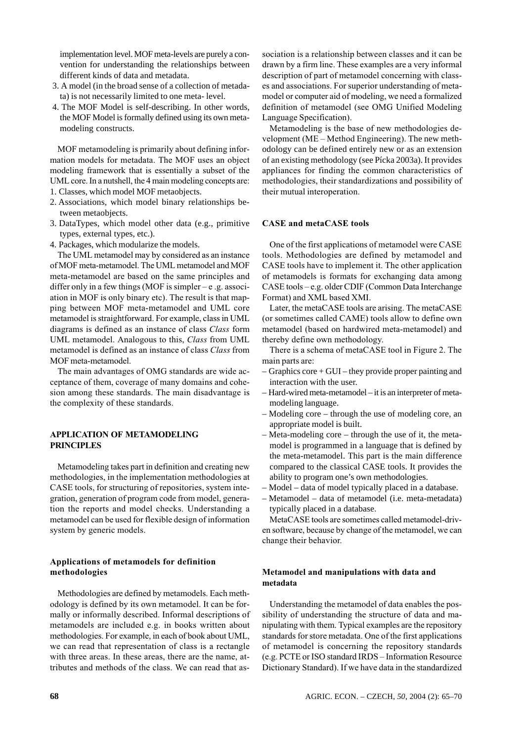implementation level. MOF meta-levels are purely a convention for understanding the relationships between different kinds of data and metadata.

3. A model (in the broad sense of a collection of metadata) is not necessarily limited to one meta- level.
4. The MOF Model is self-describing. In other words, the MOF Model is formally defined using its own metamodeling constructs.

MOF metamodeling is primarily about defining information models for metadata. The MOF uses an object modeling framework that is essentially a subset of the UML core. In a nutshell, the 4 main modeling concepts are:

1. Classes, which model MOF metaobjects.
2. Associations, which model binary relationships between metaobjects.
3. DataTypes, which model other data (e.g., primitive types, external types, etc.).
4. Packages, which modularize the models.

The UML metamodel may by considered as an instance of MOF meta-metamodel. The UML metamodel and MOF meta-metamodel are based on the same principles and differ only in a few things (MOF is simpler – e .g. association in MOF is only binary etc). The result is that mapping between MOF meta-metamodel and UML core metamodel is straightforward. For example, class in UML diagrams is defined as an instance of class *Class* form UML metamodel. Analogous to this, *Class* from UML metamodel is defined as an instance of class *Class* from MOF meta-metamodel.

The main advantages of OMG standards are wide acceptance of them, coverage of many domains and cohesion among these standards. The main disadvantage is the complexity of these standards.

## APPLICATION OF METAMODELING PRINCIPLES

Metamodeling takes part in definition and creating new methodologies, in the implementation methodologies at CASE tools, for structuring of repositories, system integration, generation of program code from model, generation the reports and model checks. Understanding a metamodel can be used for flexible design of information system by generic models.

### Applications of metamodels for definition methodologies

Methodologies are defined by metamodels. Each methodology is defined by its own metamodel. It can be formally or informally described. Informal descriptions of metamodels are included e.g. in books written about methodologies. For example, in each of book about UML, we can read that representation of class is a rectangle with three areas. In these areas, there are the name, attributes and methods of the class. We can read that association is a relationship between classes and it can be drawn by a firm line. These examples are a very informal description of part of metamodel concerning with classes and associations. For superior understanding of metamodel or computer aid of modeling, we need a formalized definition of metamodel (see OMG Unified Modeling Language Specification).

Metamodeling is the base of new methodologies development (ME – Method Engineering). The new methodology can be defined entirely new or as an extension of an existing methodology (see Pícka 2003a). It provides appliances for finding the common characteristics of methodologies, their standardizations and possibility of their mutual interoperation.

### CASE and metaCASE tools

One of the first applications of metamodel were CASE tools. Methodologies are defined by metamodel and CASE tools have to implement it. The other application of metamodels is formats for exchanging data among CASE tools – e.g. older CDIF (Common Data Interchange Format) and XML based XMI.

Later, the metaCASE tools are arising. The metaCASE (or sometimes called CAME) tools allow to define own metamodel (based on hardwired meta-metamodel) and thereby define own methodology.

There is a schema of metaCASE tool in Figure 2. The main parts are:

- Graphics core + GUI – they provide proper painting and interaction with the user.
- Hard-wired meta-metamodel – it is an interpreter of metamodeling language.
- Modeling core – through the use of modeling core, an appropriate model is built.
- Meta-modeling core – through the use of it, the metamodel is programmed in a language that is defined by the meta-metamodel. This part is the main difference compared to the classical CASE tools. It provides the ability to program one's own methodologies.
- Model – data of model typically placed in a database.
- Metamodel – data of metamodel (i.e. meta-metadata) typically placed in a database.

MetaCASE tools are sometimes called metamodel-driven software, because by change of the metamodel, we can change their behavior.

### Metamodel and manipulations with data and metadata

Understanding the metamodel of data enables the possibility of understanding the structure of data and manipulating with them. Typical examples are the repository standards for store metadata. One of the first applications of metamodel is concerning the repository standards (e.g. PCTE or ISO standard IRDS – Information Resource Dictionary Standard). If we have data in the standardized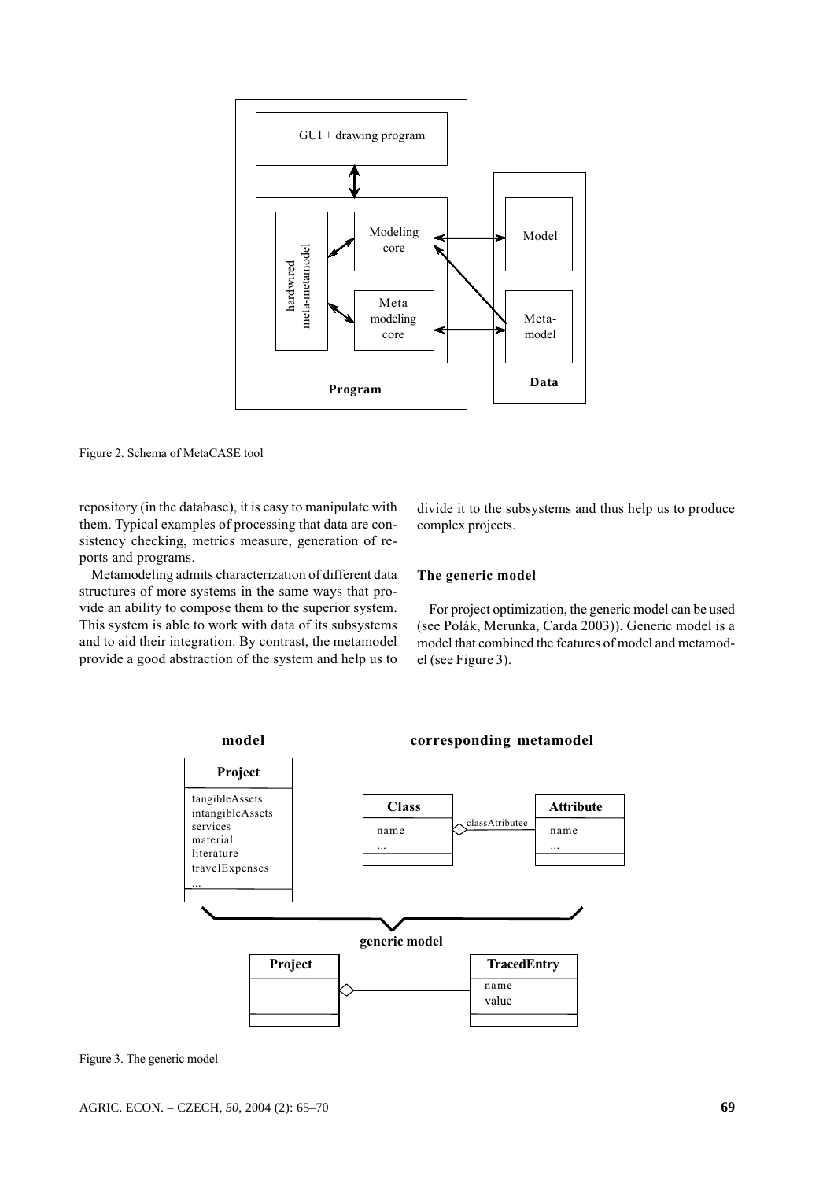Figure 2. Schema of MetaCASE tool

repository (in the database), it is easy to manipulate with them. Typical examples of processing that data are consistency checking, metrics measure, generation of reports and programs.

Metamodeling admits characterization of different data structures of more systems in the same ways that provide an ability to compose them to the superior system. This system is able to work with data of its subsystems and to aid their integration. By contrast, the metamodel provide a good abstraction of the system and help us to divide it to the subsystems and thus help us to produce complex projects.

### The generic model

For project optimization, the generic model can be used (see Polák, Merunka, Carda 2003)). Generic model is a model that combined the features of model and metamodel (see Figure 3).

Figure 3. The generic model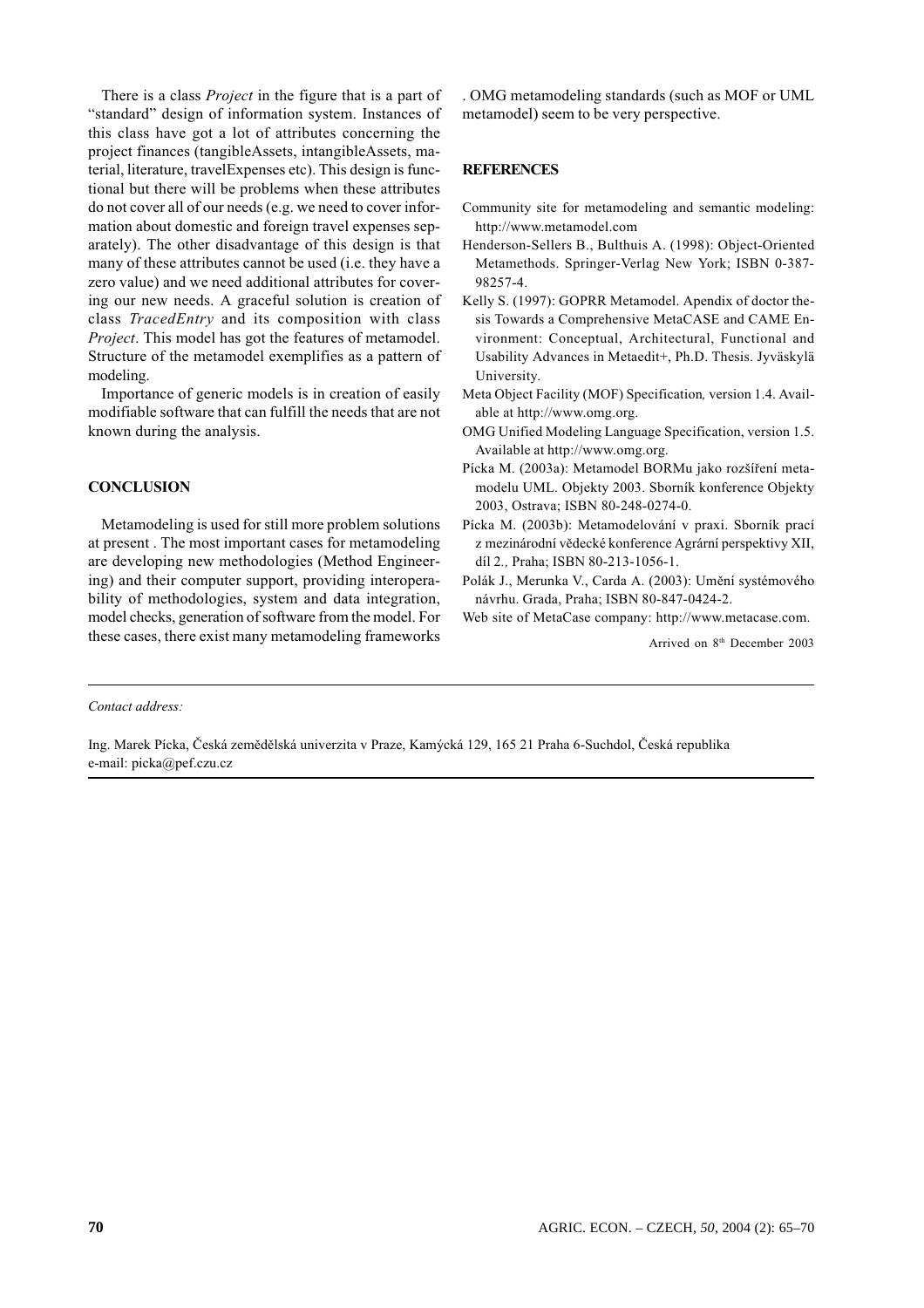There is a class *Project* in the figure that is a part of "standard" design of information system. Instances of this class have got a lot of attributes concerning the project finances (tangibleAssets, intangibleAssets, material, literature, travelExpenses etc). This design is functional but there will be problems when these attributes do not cover all of our needs (e.g. we need to cover information about domestic and foreign travel expenses separately). The other disadvantage of this design is that many of these attributes cannot be used (i.e. they have a zero value) and we need additional attributes for covering our new needs. A graceful solution is creation of class *TracedEntry* and its composition with class *Project*. This model has got the features of metamodel. Structure of the metamodel exemplifies as a pattern of modeling.

Importance of generic models is in creation of easily modifiable software that can fulfill the needs that are not known during the analysis.

## CONCLUSION

Metamodeling is used for still more problem solutions at present . The most important cases for metamodeling are developing new methodologies (Method Engineering) and their computer support, providing interoperability of methodologies, system and data integration, model checks, generation of software from the model. For these cases, there exist many metamodeling frameworks . OMG metamodeling standards (such as MOF or UML metamodel) seem to be very perspective.

## REFERENCES

Community site for metamodeling and semantic modeling: http://www.metamodel.com

Henderson-Sellers B., Bulthuis A. (1998): Object-Oriented Metamethods. Springer-Verlag New York; ISBN 0-387-98257-4.

Kelly S. (1997): GOPRR Metamodel. Apendix of doctor thesis Towards a Comprehensive MetaCASE and CAME Environment: Conceptual, Architectural, Functional and Usability Advances in Metaedit+, Ph.D. Thesis. Jyväskylä University.

Meta Object Facility (MOF) Specification*,* version 1.4. Available at http://www.omg.org.

OMG Unified Modeling Language Specification, version 1.5. Available at http://www.omg.org.

Pícka M. (2003a): Metamodel BORMu jako rozšíření metamodelu UML. Objekty 2003. Sborník konference Objekty 2003, Ostrava; ISBN 80-248-0274-0.

Pícka M. (2003b): Metamodelování v praxi. Sborník prací z mezinárodní vědecké konference Agrární perspektivy XII, díl 2*.,* Praha; ISBN 80-213-1056-1.

Polák J., Merunka V., Carda A. (2003): Umění systémového návrhu. Grada, Praha; ISBN 80-847-0424-2.

Web site of MetaCase company: http://www.metacase.com.

Arrived on 8th December 2003

*Contact address:*

Ing. Marek Pícka, Česká zemědělská univerzita v Praze, Kamýcká 129, 165 21 Praha 6-Suchdol, Česká republika
e-mail: picka@pef.czu.cz